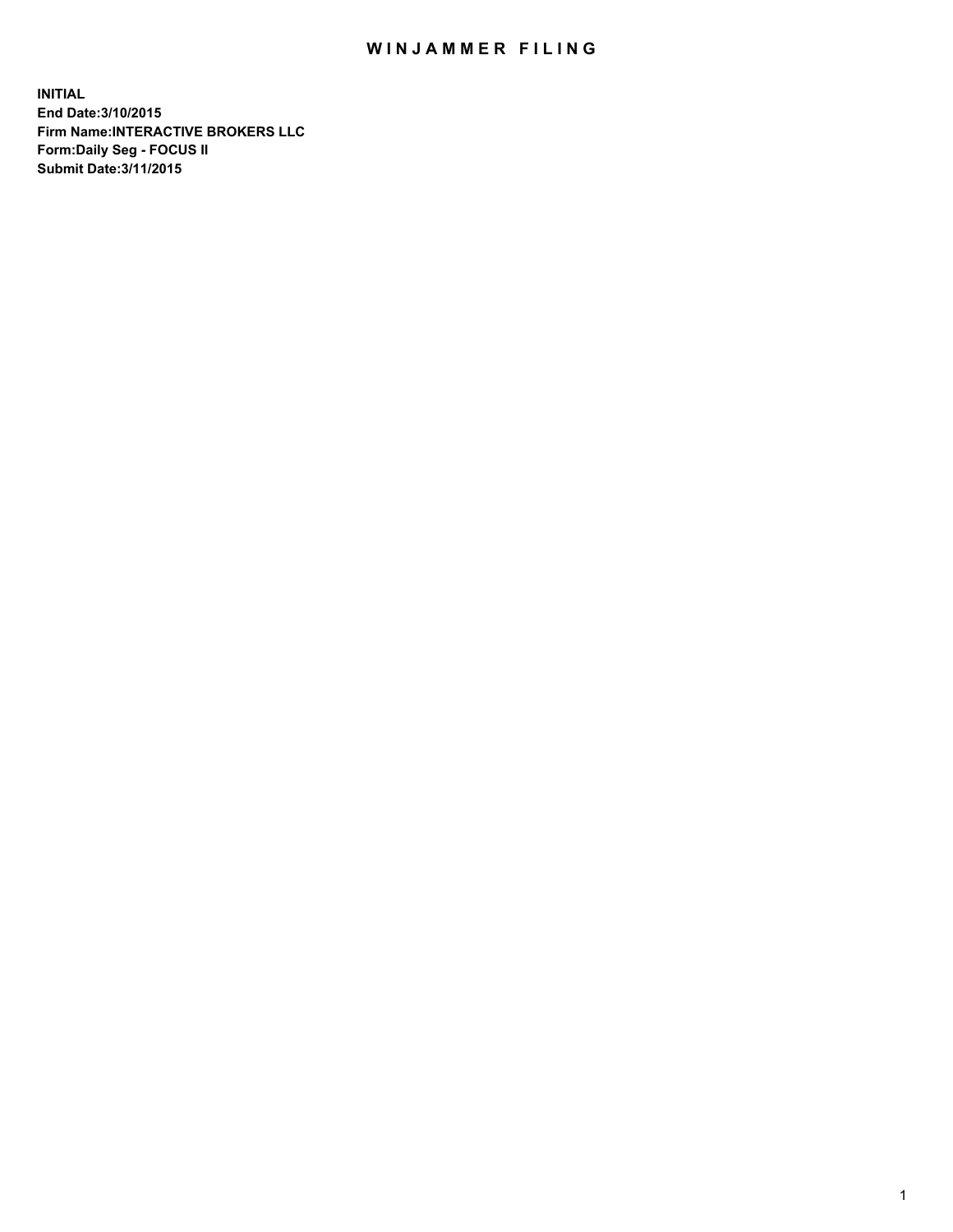# WINJAMMER FILING

**INITIAL**
**End Date:3/10/2015**
**Firm Name:INTERACTIVE BROKERS LLC**
**Form:Daily Seg - FOCUS II**
**Submit Date:3/11/2015**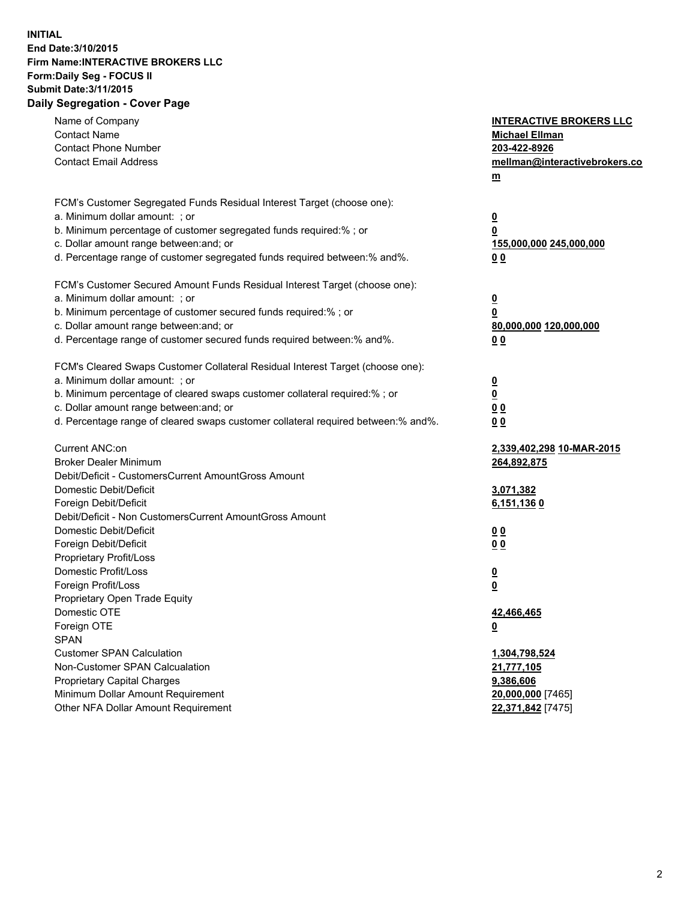**INITIAL**
**End Date:3/10/2015**
**Firm Name:INTERACTIVE BROKERS LLC**
**Form:Daily Seg - FOCUS II**
**Submit Date:3/11/2015**
**Daily Segregation - Cover Page**

| | |
|---|---|
| Name of Company | **INTERACTIVE BROKERS LLC** |
| Contact Name | **Michael Ellman** |
| Contact Phone Number | **203-422-8926** |
| Contact Email Address | **mellman@interactivebrokers.com** |
| | |
| FCM's Customer Segregated Funds Residual Interest Target (choose one): | |
| a. Minimum dollar amount: ; or | **0** |
| b. Minimum percentage of customer segregated funds required:% ; or | **0** |
| c. Dollar amount range between:and; or | **155,000,000 245,000,000** |
| d. Percentage range of customer segregated funds required between:% and%. | **0 0** |
| | |
| FCM's Customer Secured Amount Funds Residual Interest Target (choose one): | |
| a. Minimum dollar amount: ; or | **0** |
| b. Minimum percentage of customer secured funds required:% ; or | **0** |
| c. Dollar amount range between:and; or | **80,000,000 120,000,000** |
| d. Percentage range of customer secured funds required between:% and%. | **0 0** |
| | |
| FCM's Cleared Swaps Customer Collateral Residual Interest Target (choose one): | |
| a. Minimum dollar amount: ; or | **0** |
| b. Minimum percentage of cleared swaps customer collateral required:% ; or | **0** |
| c. Dollar amount range between:and; or | **0 0** |
| d. Percentage range of cleared swaps customer collateral required between:% and%. | **0 0** |
| | |
| Current ANC:on | **2,339,402,298 10-MAR-2015** |
| Broker Dealer Minimum | **264,892,875** |
| Debit/Deficit - CustomersCurrent AmountGross Amount | |
| Domestic Debit/Deficit | **3,071,382** |
| Foreign Debit/Deficit | **6,151,136 0** |
| Debit/Deficit - Non CustomersCurrent AmountGross Amount | |
| Domestic Debit/Deficit | **0 0** |
| Foreign Debit/Deficit | **0 0** |
| Proprietary Profit/Loss | |
| Domestic Profit/Loss | **0** |
| Foreign Profit/Loss | **0** |
| Proprietary Open Trade Equity | |
| Domestic OTE | **42,466,465** |
| Foreign OTE | **0** |
| SPAN | |
| Customer SPAN Calculation | **1,304,798,524** |
| Non-Customer SPAN Calcualation | **21,777,105** |
| Proprietary Capital Charges | **9,386,606** |
| Minimum Dollar Amount Requirement | **20,000,000** [7465] |
| Other NFA Dollar Amount Requirement | **22,371,842** [7475] |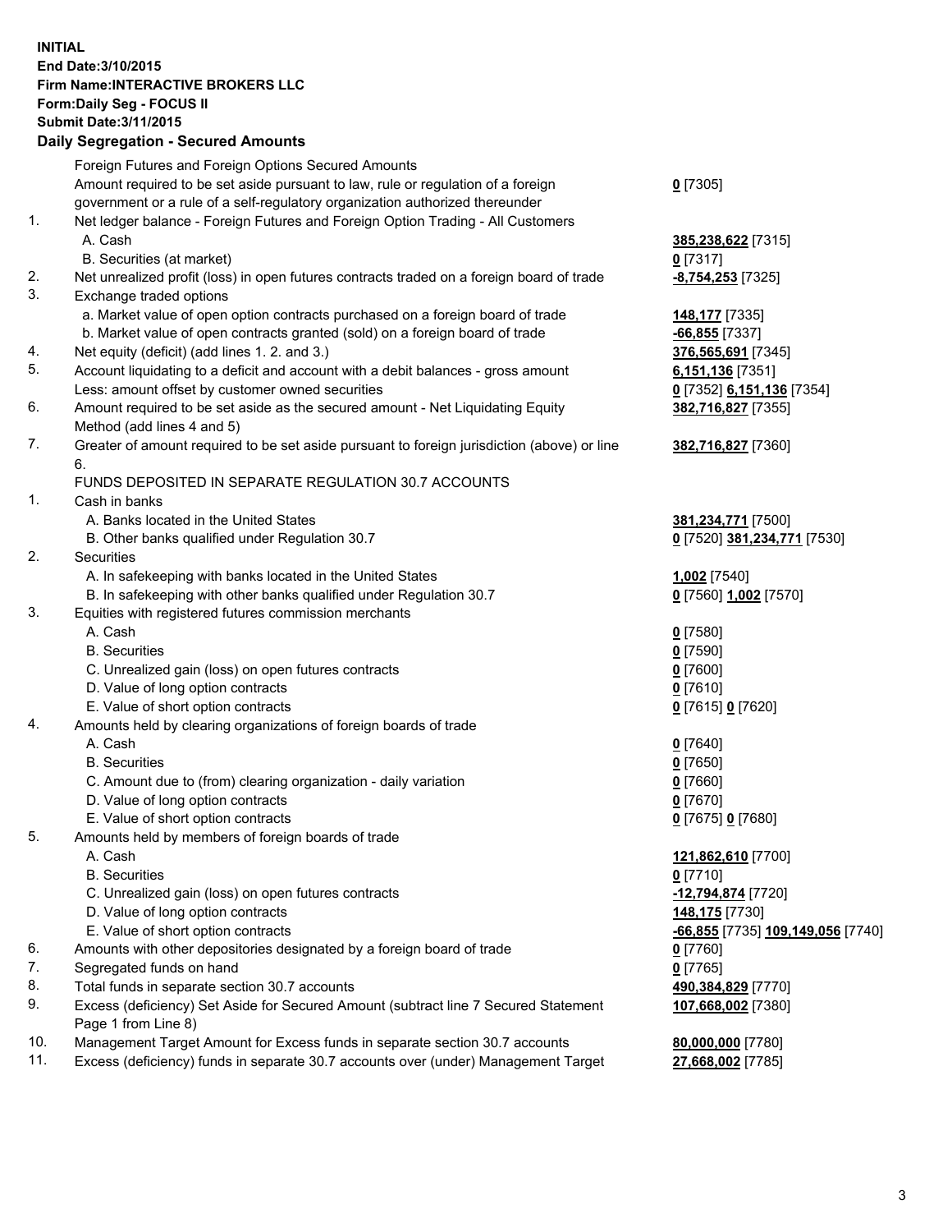**INITIAL**
**End Date:3/10/2015**
**Firm Name:INTERACTIVE BROKERS LLC**
**Form:Daily Seg - FOCUS II**
**Submit Date:3/11/2015**

**Daily Segregation - Secured Amounts**

| | | |
|---|---|---|
| | Foreign Futures and Foreign Options Secured Amounts | |
| | Amount required to be set aside pursuant to law, rule or regulation of a foreign government or a rule of a self-regulatory organization authorized thereunder | **0** [7305] |
| 1. | Net ledger balance - Foreign Futures and Foreign Option Trading - All Customers | |
| | A. Cash | **385,238,622** [7315] |
| | B. Securities (at market) | **0** [7317] |
| 2. | Net unrealized profit (loss) in open futures contracts traded on a foreign board of trade | **-8,754,253** [7325] |
| 3. | Exchange traded options | |
| | a. Market value of open option contracts purchased on a foreign board of trade | **148,177** [7335] |
| | b. Market value of open contracts granted (sold) on a foreign board of trade | **-66,855** [7337] |
| 4. | Net equity (deficit) (add lines 1. 2. and 3.) | **376,565,691** [7345] |
| 5. | Account liquidating to a deficit and account with a debit balances - gross amount | **6,151,136** [7351] |
| | Less: amount offset by customer owned securities | **0** [7352] **6,151,136** [7354] |
| 6. | Amount required to be set aside as the secured amount - Net Liquidating Equity Method (add lines 4 and 5) | **382,716,827** [7355] |
| 7. | Greater of amount required to be set aside pursuant to foreign jurisdiction (above) or line 6. | **382,716,827** [7360] |
| | FUNDS DEPOSITED IN SEPARATE REGULATION 30.7 ACCOUNTS | |
| 1. | Cash in banks | |
| | A. Banks located in the United States | **381,234,771** [7500] |
| | B. Other banks qualified under Regulation 30.7 | **0** [7520] **381,234,771** [7530] |
| 2. | Securities | |
| | A. In safekeeping with banks located in the United States | **1,002** [7540] |
| | B. In safekeeping with other banks qualified under Regulation 30.7 | **0** [7560] **1,002** [7570] |
| 3. | Equities with registered futures commission merchants | |
| | A. Cash | **0** [7580] |
| | B. Securities | **0** [7590] |
| | C. Unrealized gain (loss) on open futures contracts | **0** [7600] |
| | D. Value of long option contracts | **0** [7610] |
| | E. Value of short option contracts | **0** [7615] **0** [7620] |
| 4. | Amounts held by clearing organizations of foreign boards of trade | |
| | A. Cash | **0** [7640] |
| | B. Securities | **0** [7650] |
| | C. Amount due to (from) clearing organization - daily variation | **0** [7660] |
| | D. Value of long option contracts | **0** [7670] |
| | E. Value of short option contracts | **0** [7675] **0** [7680] |
| 5. | Amounts held by members of foreign boards of trade | |
| | A. Cash | **121,862,610** [7700] |
| | B. Securities | **0** [7710] |
| | C. Unrealized gain (loss) on open futures contracts | **-12,794,874** [7720] |
| | D. Value of long option contracts | **148,175** [7730] |
| | E. Value of short option contracts | **-66,855** [7735] **109,149,056** [7740] |
| 6. | Amounts with other depositories designated by a foreign board of trade | **0** [7760] |
| 7. | Segregated funds on hand | **0** [7765] |
| 8. | Total funds in separate section 30.7 accounts | **490,384,829** [7770] |
| 9. | Excess (deficiency) Set Aside for Secured Amount (subtract line 7 Secured Statement Page 1 from Line 8) | **107,668,002** [7380] |
| 10. | Management Target Amount for Excess funds in separate section 30.7 accounts | **80,000,000** [7780] |
| 11. | Excess (deficiency) funds in separate 30.7 accounts over (under) Management Target | **27,668,002** [7785] |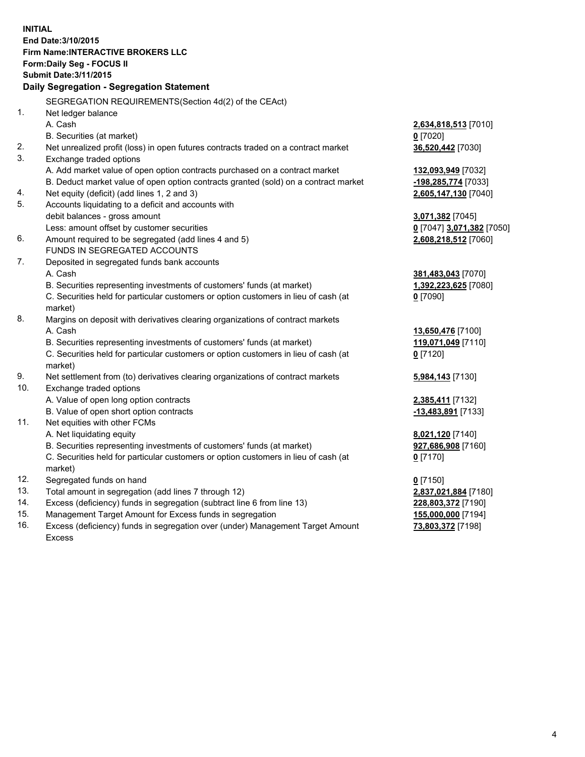**INITIAL**
**End Date:3/10/2015**
**Firm Name:INTERACTIVE BROKERS LLC**
**Form:Daily Seg - FOCUS II**
**Submit Date:3/11/2015**

**Daily Segregation - Segregation Statement**

SEGREGATION REQUIREMENTS(Section 4d(2) of the CEAct)

| | | |
|---|---|---|
| 1. | Net ledger balance | |
| | A. Cash | **2,634,818,513** [7010] |
| | B. Securities (at market) | **0** [7020] |
| 2. | Net unrealized profit (loss) in open futures contracts traded on a contract market | **36,520,442** [7030] |
| 3. | Exchange traded options | |
| | A. Add market value of open option contracts purchased on a contract market | **132,093,949** [7032] |
| | B. Deduct market value of open option contracts granted (sold) on a contract market | **-198,285,774** [7033] |
| 4. | Net equity (deficit) (add lines 1, 2 and 3) | **2,605,147,130** [7040] |
| 5. | Accounts liquidating to a deficit and accounts with debit balances - gross amount | **3,071,382** [7045] |
| | Less: amount offset by customer securities | **0** [7047] **3,071,382** [7050] |
| 6. | Amount required to be segregated (add lines 4 and 5) | **2,608,218,512** [7060] |
| | FUNDS IN SEGREGATED ACCOUNTS | |
| 7. | Deposited in segregated funds bank accounts | |
| | A. Cash | **381,483,043** [7070] |
| | B. Securities representing investments of customers' funds (at market) | **1,392,223,625** [7080] |
| | C. Securities held for particular customers or option customers in lieu of cash (at market) | **0** [7090] |
| 8. | Margins on deposit with derivatives clearing organizations of contract markets | |
| | A. Cash | **13,650,476** [7100] |
| | B. Securities representing investments of customers' funds (at market) | **119,071,049** [7110] |
| | C. Securities held for particular customers or option customers in lieu of cash (at market) | **0** [7120] |
| 9. | Net settlement from (to) derivatives clearing organizations of contract markets | **5,984,143** [7130] |
| 10. | Exchange traded options | |
| | A. Value of open long option contracts | **2,385,411** [7132] |
| | B. Value of open short option contracts | **-13,483,891** [7133] |
| 11. | Net equities with other FCMs | |
| | A. Net liquidating equity | **8,021,120** [7140] |
| | B. Securities representing investments of customers' funds (at market) | **927,686,908** [7160] |
| | C. Securities held for particular customers or option customers in lieu of cash (at market) | **0** [7170] |
| 12. | Segregated funds on hand | **0** [7150] |
| 13. | Total amount in segregation (add lines 7 through 12) | **2,837,021,884** [7180] |
| 14. | Excess (deficiency) funds in segregation (subtract line 6 from line 13) | **228,803,372** [7190] |
| 15. | Management Target Amount for Excess funds in segregation | **155,000,000** [7194] |
| 16. | Excess (deficiency) funds in segregation over (under) Management Target Amount Excess | **73,803,372** [7198] |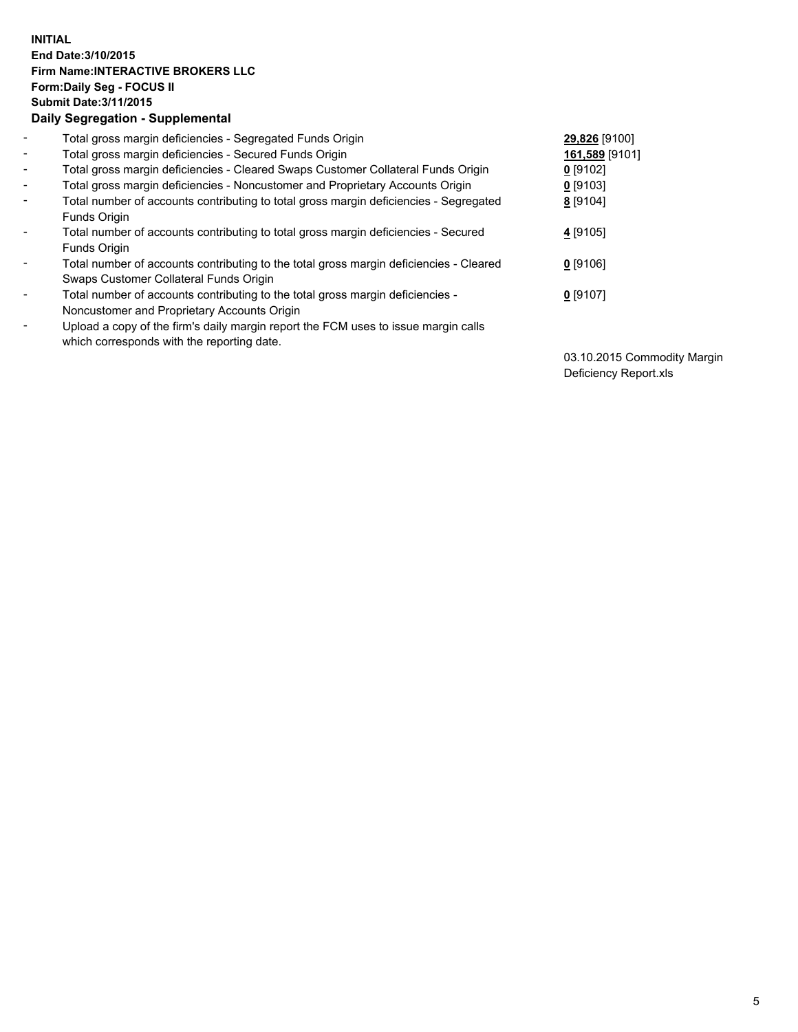**INITIAL**
**End Date:3/10/2015**
**Firm Name:INTERACTIVE BROKERS LLC**
**Form:Daily Seg - FOCUS II**
**Submit Date:3/11/2015**

**Daily Segregation - Supplemental**

| | | |
|---|---|---|
| - | Total gross margin deficiencies - Segregated Funds Origin | **29,826** [9100] |
| - | Total gross margin deficiencies - Secured Funds Origin | **161,589** [9101] |
| - | Total gross margin deficiencies - Cleared Swaps Customer Collateral Funds Origin | **0** [9102] |
| - | Total gross margin deficiencies - Noncustomer and Proprietary Accounts Origin | **0** [9103] |
| - | Total number of accounts contributing to total gross margin deficiencies - Segregated Funds Origin | **8** [9104] |
| - | Total number of accounts contributing to total gross margin deficiencies - Secured Funds Origin | **4** [9105] |
| - | Total number of accounts contributing to the total gross margin deficiencies - Cleared Swaps Customer Collateral Funds Origin | **0** [9106] |
| - | Total number of accounts contributing to the total gross margin deficiencies - Noncustomer and Proprietary Accounts Origin | **0** [9107] |
| - | Upload a copy of the firm's daily margin report the FCM uses to issue margin calls which corresponds with the reporting date. | 03.10.2015 Commodity Margin Deficiency Report.xls |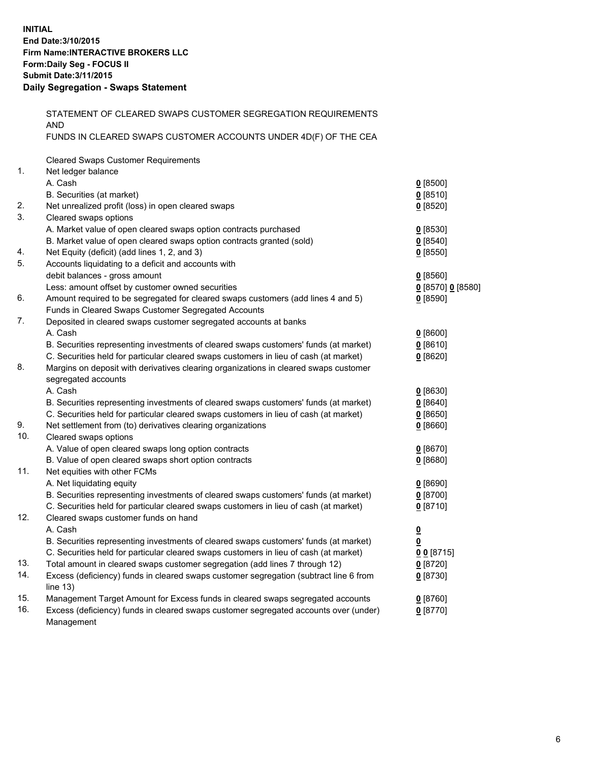**INITIAL**
**End Date:3/10/2015**
**Firm Name:INTERACTIVE BROKERS LLC**
**Form:Daily Seg - FOCUS II**
**Submit Date:3/11/2015**
**Daily Segregation - Swaps Statement**

STATEMENT OF CLEARED SWAPS CUSTOMER SEGREGATION REQUIREMENTS AND FUNDS IN CLEARED SWAPS CUSTOMER ACCOUNTS UNDER 4D(F) OF THE CEA

| | | |
|---|---|---|
| | Cleared Swaps Customer Requirements | |
| 1. | Net ledger balance | |
| | A. Cash | 0 [8500] |
| | B. Securities (at market) | 0 [8510] |
| 2. | Net unrealized profit (loss) in open cleared swaps | 0 [8520] |
| 3. | Cleared swaps options | |
| | A. Market value of open cleared swaps option contracts purchased | 0 [8530] |
| | B. Market value of open cleared swaps option contracts granted (sold) | 0 [8540] |
| 4. | Net Equity (deficit) (add lines 1, 2, and 3) | 0 [8550] |
| 5. | Accounts liquidating to a deficit and accounts with debit balances - gross amount | 0 [8560] |
| | Less: amount offset by customer owned securities | 0 [8570] 0 [8580] |
| 6. | Amount required to be segregated for cleared swaps customers (add lines 4 and 5) | 0 [8590] |
| | Funds in Cleared Swaps Customer Segregated Accounts | |
| 7. | Deposited in cleared swaps customer segregated accounts at banks | |
| | A. Cash | 0 [8600] |
| | B. Securities representing investments of cleared swaps customers' funds (at market) | 0 [8610] |
| | C. Securities held for particular cleared swaps customers in lieu of cash (at market) | 0 [8620] |
| 8. | Margins on deposit with derivatives clearing organizations in cleared swaps customer segregated accounts | |
| | A. Cash | 0 [8630] |
| | B. Securities representing investments of cleared swaps customers' funds (at market) | 0 [8640] |
| | C. Securities held for particular cleared swaps customers in lieu of cash (at market) | 0 [8650] |
| 9. | Net settlement from (to) derivatives clearing organizations | 0 [8660] |
| 10. | Cleared swaps options | |
| | A. Value of open cleared swaps long option contracts | 0 [8670] |
| | B. Value of open cleared swaps short option contracts | 0 [8680] |
| 11. | Net equities with other FCMs | |
| | A. Net liquidating equity | 0 [8690] |
| | B. Securities representing investments of cleared swaps customers' funds (at market) | 0 [8700] |
| | C. Securities held for particular cleared swaps customers in lieu of cash (at market) | 0 [8710] |
| 12. | Cleared swaps customer funds on hand | |
| | A. Cash | 0 |
| | B. Securities representing investments of cleared swaps customers' funds (at market) | 0 |
| | C. Securities held for particular cleared swaps customers in lieu of cash (at market) | 0 0 [8715] |
| 13. | Total amount in cleared swaps customer segregation (add lines 7 through 12) | 0 [8720] |
| 14. | Excess (deficiency) funds in cleared swaps customer segregation (subtract line 6 from line 13) | 0 [8730] |
| 15. | Management Target Amount for Excess funds in cleared swaps segregated accounts | 0 [8760] |
| 16. | Excess (deficiency) funds in cleared swaps customer segregated accounts over (under) Management | 0 [8770] |